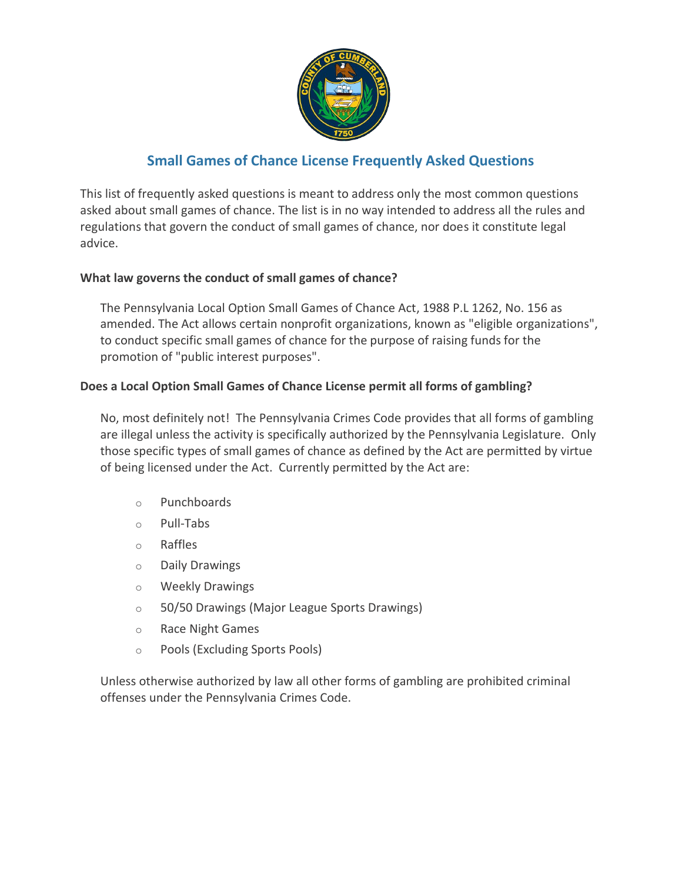# Small Games of Chance License Frequently Asked Questions

This list of frequently asked questions is meant to address only the most common questions asked about small games of chance. The list is in no way intended to address all the rules and regulations that govern the conduct of small games of chance, nor does it constitute legal advice.

**What law governs the conduct of small games of chance?**

The Pennsylvania Local Option Small Games of Chance Act, 1988 P.L 1262, No. 156 as amended. The Act allows certain nonprofit organizations, known as "eligible organizations", to conduct specific small games of chance for the purpose of raising funds for the promotion of "public interest purposes".

**Does a Local Option Small Games of Chance License permit all forms of gambling?**

No, most definitely not! The Pennsylvania Crimes Code provides that all forms of gambling are illegal unless the activity is specifically authorized by the Pennsylvania Legislature. Only those specific types of small games of chance as defined by the Act are permitted by virtue of being licensed under the Act. Currently permitted by the Act are:

- Punchboards
- Pull-Tabs
- Raffles
- Daily Drawings
- Weekly Drawings
- 50/50 Drawings (Major League Sports Drawings)
- Race Night Games
- Pools (Excluding Sports Pools)

Unless otherwise authorized by law all other forms of gambling are prohibited criminal offenses under the Pennsylvania Crimes Code.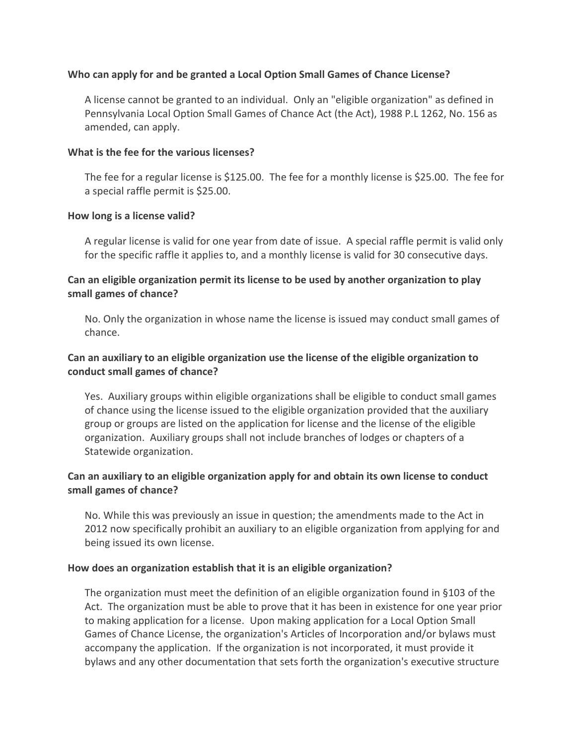**Who can apply for and be granted a Local Option Small Games of Chance License?**

A license cannot be granted to an individual. Only an "eligible organization" as defined in Pennsylvania Local Option Small Games of Chance Act (the Act), 1988 P.L 1262, No. 156 as amended, can apply.

**What is the fee for the various licenses?**

The fee for a regular license is $125.00. The fee for a monthly license is $25.00. The fee for a special raffle permit is $25.00.

**How long is a license valid?**

A regular license is valid for one year from date of issue. A special raffle permit is valid only for the specific raffle it applies to, and a monthly license is valid for 30 consecutive days.

**Can an eligible organization permit its license to be used by another organization to play small games of chance?**

No. Only the organization in whose name the license is issued may conduct small games of chance.

**Can an auxiliary to an eligible organization use the license of the eligible organization to conduct small games of chance?**

Yes. Auxiliary groups within eligible organizations shall be eligible to conduct small games of chance using the license issued to the eligible organization provided that the auxiliary group or groups are listed on the application for license and the license of the eligible organization. Auxiliary groups shall not include branches of lodges or chapters of a Statewide organization.

**Can an auxiliary to an eligible organization apply for and obtain its own license to conduct small games of chance?**

No. While this was previously an issue in question; the amendments made to the Act in 2012 now specifically prohibit an auxiliary to an eligible organization from applying for and being issued its own license.

**How does an organization establish that it is an eligible organization?**

The organization must meet the definition of an eligible organization found in §103 of the Act. The organization must be able to prove that it has been in existence for one year prior to making application for a license. Upon making application for a Local Option Small Games of Chance License, the organization's Articles of Incorporation and/or bylaws must accompany the application. If the organization is not incorporated, it must provide it bylaws and any other documentation that sets forth the organization's executive structure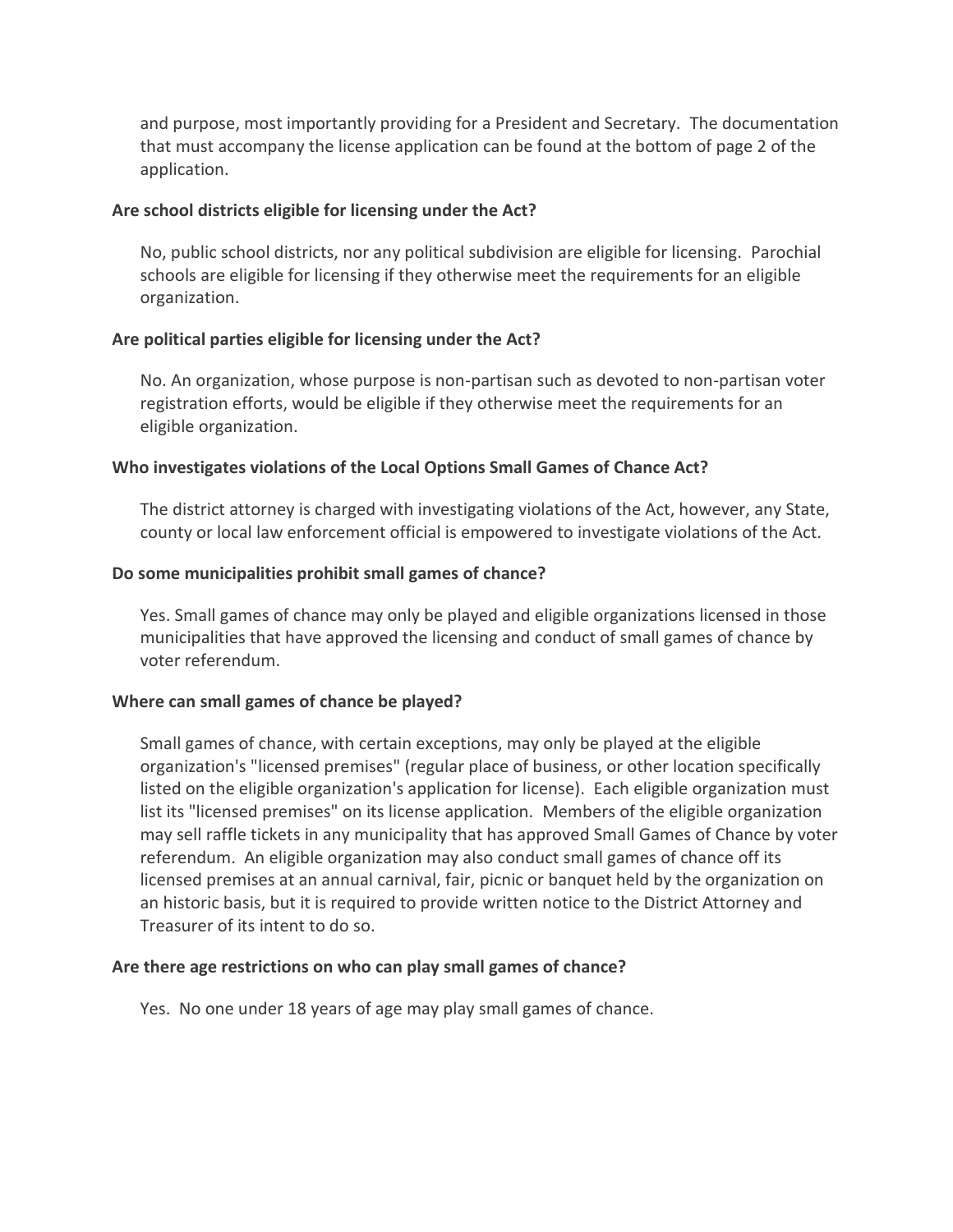and purpose, most importantly providing for a President and Secretary. The documentation that must accompany the license application can be found at the bottom of page 2 of the application.

**Are school districts eligible for licensing under the Act?**

No, public school districts, nor any political subdivision are eligible for licensing. Parochial schools are eligible for licensing if they otherwise meet the requirements for an eligible organization.

**Are political parties eligible for licensing under the Act?**

No. An organization, whose purpose is non-partisan such as devoted to non-partisan voter registration efforts, would be eligible if they otherwise meet the requirements for an eligible organization.

**Who investigates violations of the Local Options Small Games of Chance Act?**

The district attorney is charged with investigating violations of the Act, however, any State, county or local law enforcement official is empowered to investigate violations of the Act.

**Do some municipalities prohibit small games of chance?**

Yes. Small games of chance may only be played and eligible organizations licensed in those municipalities that have approved the licensing and conduct of small games of chance by voter referendum.

**Where can small games of chance be played?**

Small games of chance, with certain exceptions, may only be played at the eligible organization's "licensed premises" (regular place of business, or other location specifically listed on the eligible organization's application for license). Each eligible organization must list its "licensed premises" on its license application. Members of the eligible organization may sell raffle tickets in any municipality that has approved Small Games of Chance by voter referendum. An eligible organization may also conduct small games of chance off its licensed premises at an annual carnival, fair, picnic or banquet held by the organization on an historic basis, but it is required to provide written notice to the District Attorney and Treasurer of its intent to do so.

**Are there age restrictions on who can play small games of chance?**

Yes. No one under 18 years of age may play small games of chance.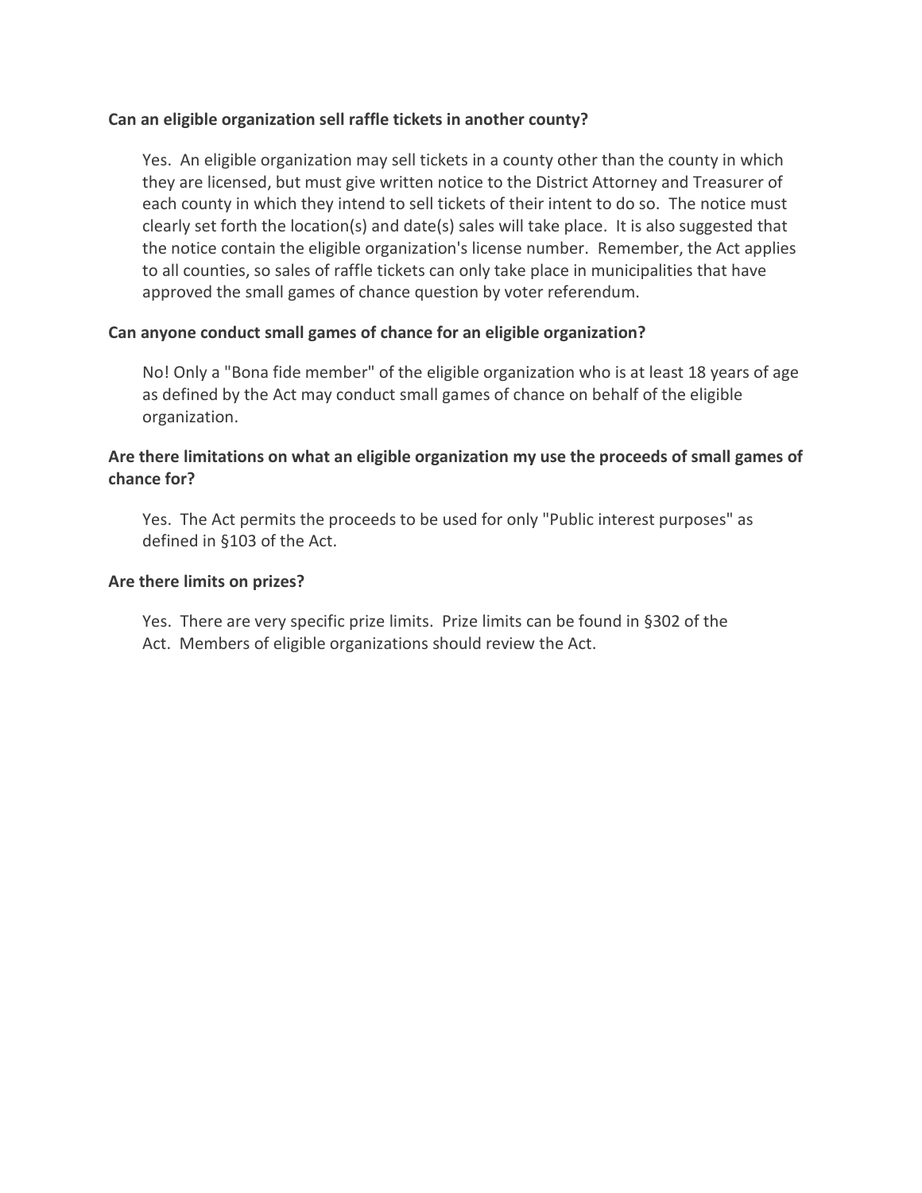**Can an eligible organization sell raffle tickets in another county?**

Yes. An eligible organization may sell tickets in a county other than the county in which they are licensed, but must give written notice to the District Attorney and Treasurer of each county in which they intend to sell tickets of their intent to do so. The notice must clearly set forth the location(s) and date(s) sales will take place. It is also suggested that the notice contain the eligible organization's license number. Remember, the Act applies to all counties, so sales of raffle tickets can only take place in municipalities that have approved the small games of chance question by voter referendum.

**Can anyone conduct small games of chance for an eligible organization?**

No! Only a "Bona fide member" of the eligible organization who is at least 18 years of age as defined by the Act may conduct small games of chance on behalf of the eligible organization.

**Are there limitations on what an eligible organization my use the proceeds of small games of chance for?**

Yes. The Act permits the proceeds to be used for only "Public interest purposes" as defined in §103 of the Act.

**Are there limits on prizes?**

Yes. There are very specific prize limits. Prize limits can be found in §302 of the Act. Members of eligible organizations should review the Act.